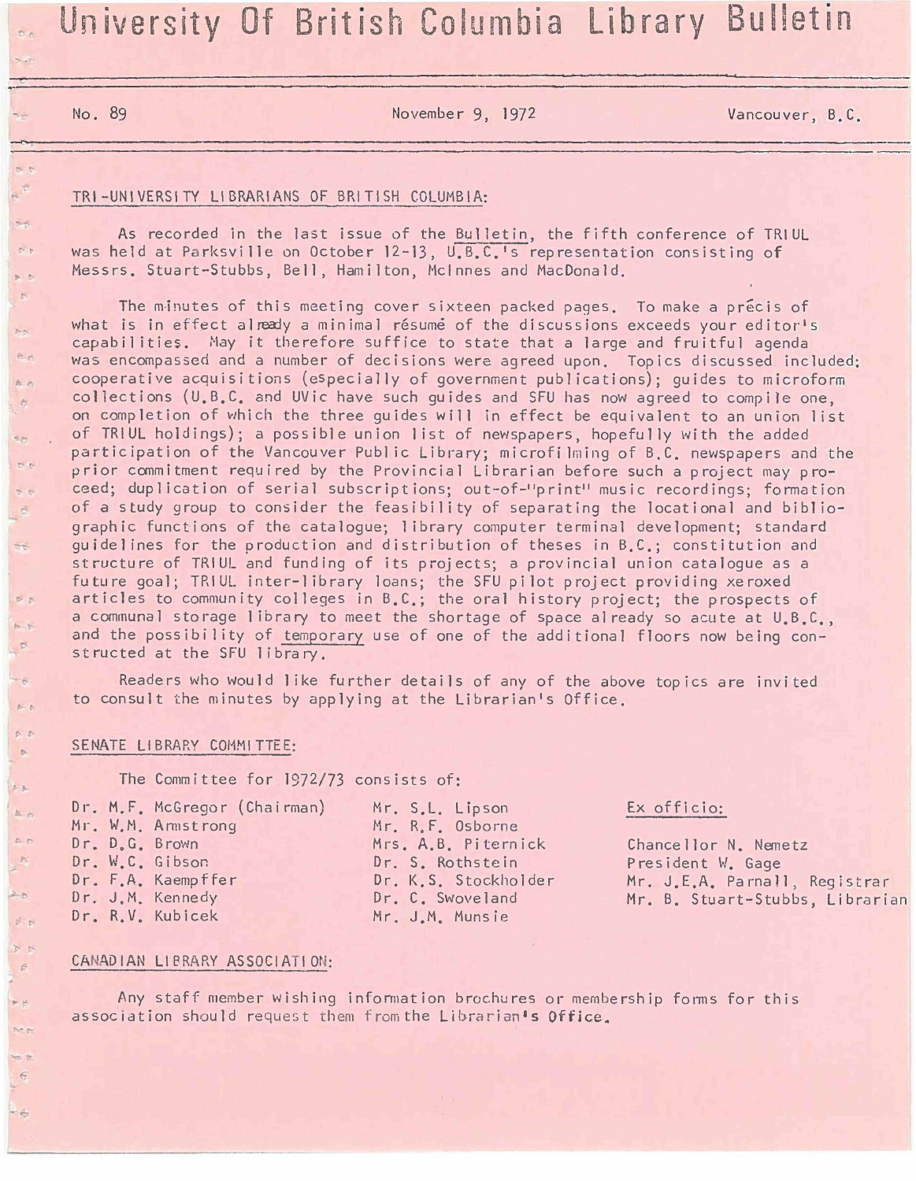# University Of British Columbia Library Bulletin

No. 89 — November 9, 1972 — Vancouver, B.C.

---

## TRI-UNIVERSITY LIBRARIANS OF BRITISH COLUMBIA:

As recorded in the last issue of the Bulletin, the fifth conference of TRIUL was held at Parksville on October 12-13, U.B.C.'s representation consisting of Messrs. Stuart-Stubbs, Bell, Hamilton, McInnes and MacDonald.

The minutes of this meeting cover sixteen packed pages. To make a précis of what is in effect already a minimal résumé of the discussions exceeds your editor's capabilities. May it therefore suffice to state that a large and fruitful agenda was encompassed and a number of decisions were agreed upon. Topics discussed included: cooperative acquisitions (especially of government publications); guides to microform collections (U.B.C. and UVic have such guides and SFU has now agreed to compile one, on completion of which the three guides will in effect be equivalent to an union list of TRIUL holdings); a possible union list of newspapers, hopefully with the added participation of the Vancouver Public Library; microfilming of B.C. newspapers and the prior commitment required by the Provincial Librarian before such a project may proceed; duplication of serial subscriptions; out-of-"print" music recordings; formation of a study group to consider the feasibility of separating the locational and bibliographic functions of the catalogue; library computer terminal development; standard guidelines for the production and distribution of theses in B.C.; constitution and structure of TRIUL and funding of its projects; a provincial union catalogue as a future goal; TRIUL inter-library loans; the SFU pilot project providing xeroxed articles to community colleges in B.C.; the oral history project; the prospects of a communal storage library to meet the shortage of space already so acute at U.B.C., and the possibility of temporary use of one of the additional floors now being constructed at the SFU library.

Readers who would like further details of any of the above topics are invited to consult the minutes by applying at the Librarian's Office.

## SENATE LIBRARY COMMITTEE:

The Committee for 1972/73 consists of:

Dr. M.F. McGregor (Chairman)
Mr. W.M. Armstrong
Dr. D.G. Brown
Dr. W.C. Gibson
Dr. F.A. Kaempffer
Dr. J.M. Kennedy
Dr. R.V. Kubicek
Mr. S.L. Lipson
Mr. R.F. Osborne
Mrs. A.B. Piternick
Dr. S. Rothstein
Dr. K.S. Stockholder
Dr. C. Swoveland
Mr. J.M. Munsie

Ex officio:

Chancellor N. Nemetz
President W. Gage
Mr. J.E.A. Parnall, Registrar
Mr. B. Stuart-Stubbs, Librarian

## CANADIAN LIBRARY ASSOCIATION:

Any staff member wishing information brochures or membership forms for this association should request them from the Librarian's Office.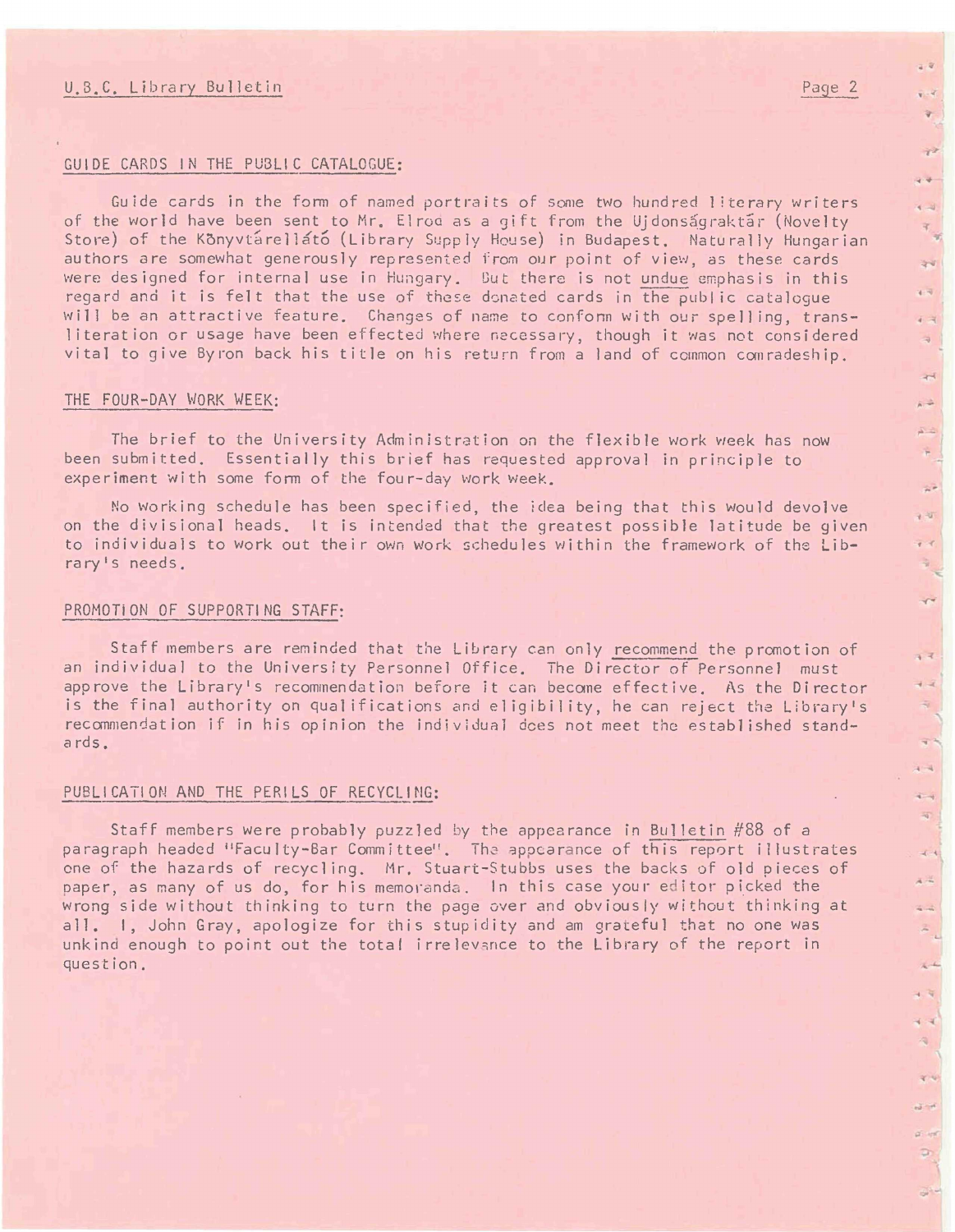## GUIDE CARDS IN THE PUBLIC CATALOGUE:

Guide cards in the form of named portraits of some two hundred literary writers of the world have been sent to Mr. Elrod as a gift from the Ujdonságraktár (Novelty Store) of the Könyvtárellátó (Library Supply House) in Budapest. Naturally Hungarian authors are somewhat generously represented from our point of view, as these cards were designed for internal use in Hungary. But there is not undue emphasis in this regard and it is felt that the use of these donated cards in the public catalogue will be an attractive feature. Changes of name to conform with our spelling, transliteration or usage have been effected where necessary, though it was not considered vital to give Byron back his title on his return from a land of common comradeship.

## THE FOUR-DAY WORK WEEK:

The brief to the University Administration on the flexible work week has now been submitted. Essentially this brief has requested approval in principle to experiment with some form of the four-day work week.

No working schedule has been specified, the idea being that this would devolve on the divisional heads. It is intended that the greatest possible latitude be given to individuals to work out their own work schedules within the framework of the Library's needs.

## PROMOTION OF SUPPORTING STAFF:

Staff members are reminded that the Library can only recommend the promotion of an individual to the University Personnel Office. The Director of Personnel must approve the Library's recommendation before it can become effective. As the Director is the final authority on qualifications and eligibility, he can reject the Library's recommendation if in his opinion the individual does not meet the established standards.

## PUBLICATION AND THE PERILS OF RECYCLING:

Staff members were probably puzzled by the appearance in Bulletin #88 of a paragraph headed "Faculty-Bar Committee". The appearance of this report illustrates one of the hazards of recycling. Mr. Stuart-Stubbs uses the backs of old pieces of paper, as many of us do, for his memoranda. In this case your editor picked the wrong side without thinking to turn the page over and obviously without thinking at all. I, John Gray, apologize for this stupidity and am grateful that no one was unkind enough to point out the total irrelevance to the Library of the report in question.